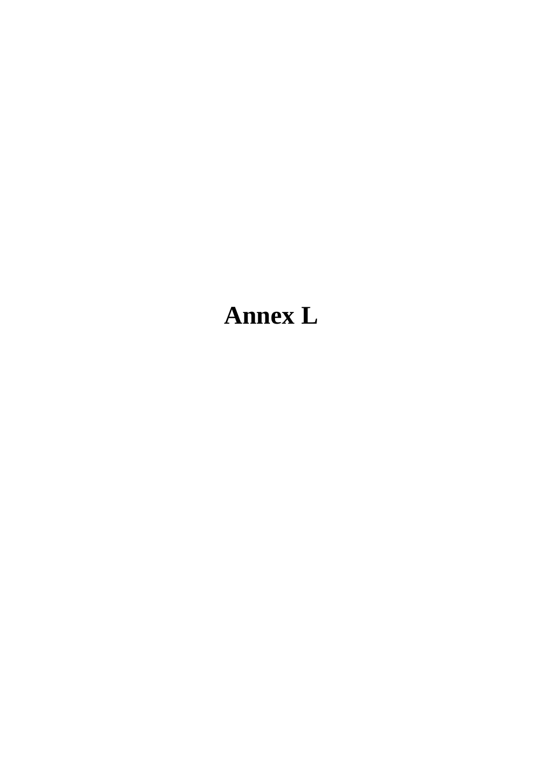# Annex L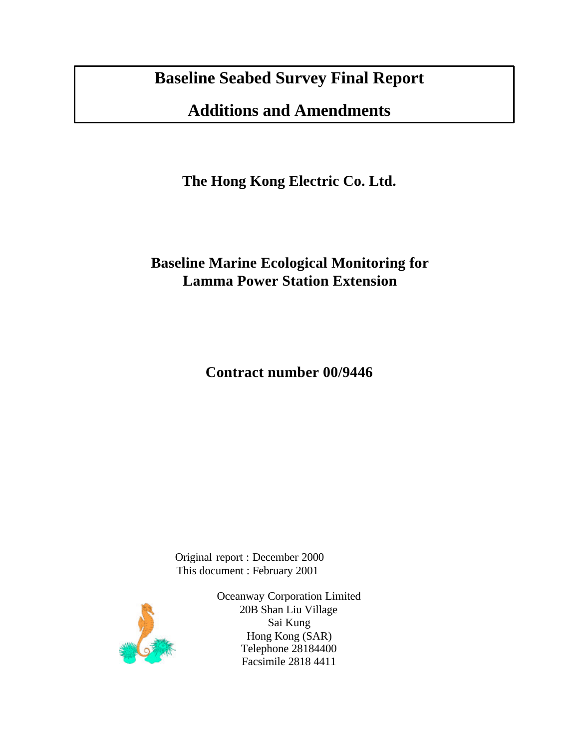# Baseline Seabed Survey Final Report

# Additions and Amendments

**The Hong Kong Electric Co. Ltd.**

**Baseline Marine Ecological Monitoring for Lamma Power Station Extension**

**Contract number 00/9446**

Original report : December 2000
This document : February 2001

Oceanway Corporation Limited
20B Shan Liu Village
Sai Kung
Hong Kong (SAR)
Telephone 28184400
Facsimile 2818 4411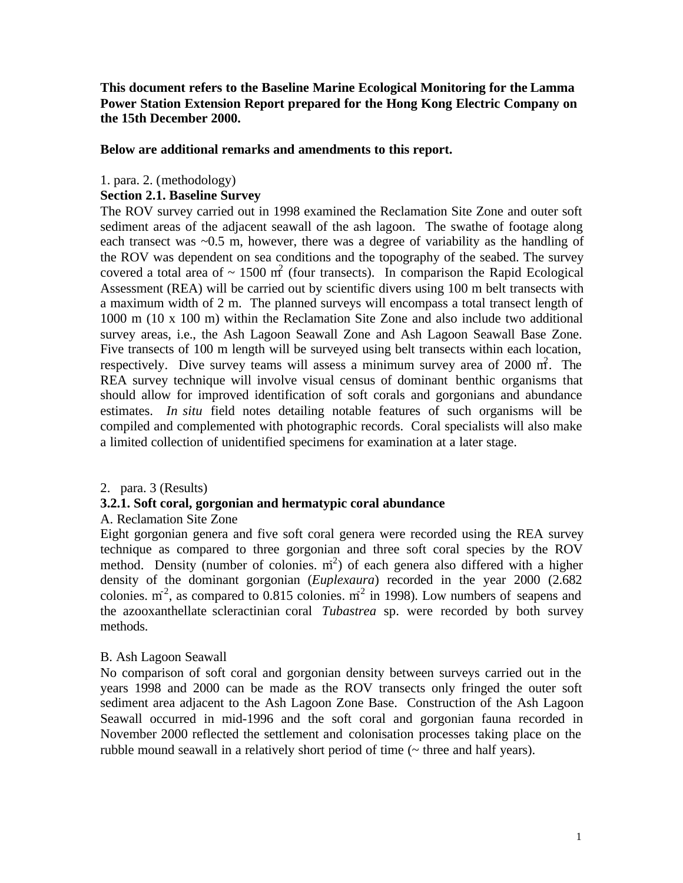**This document refers to the Baseline Marine Ecological Monitoring for the Lamma Power Station Extension Report prepared for the Hong Kong Electric Company on the 15th December 2000.**

**Below are additional remarks and amendments to this report.**

1. para. 2. (methodology)

**Section 2.1. Baseline Survey**

The ROV survey carried out in 1998 examined the Reclamation Site Zone and outer soft sediment areas of the adjacent seawall of the ash lagoon. The swathe of footage along each transect was ~0.5 m, however, there was a degree of variability as the handling of the ROV was dependent on sea conditions and the topography of the seabed. The survey covered a total area of ~ 1500 $m^2$ (four transects). In comparison the Rapid Ecological Assessment (REA) will be carried out by scientific divers using 100 m belt transects with a maximum width of 2 m. The planned surveys will encompass a total transect length of 1000 m (10 x 100 m) within the Reclamation Site Zone and also include two additional survey areas, i.e., the Ash Lagoon Seawall Zone and Ash Lagoon Seawall Base Zone. Five transects of 100 m length will be surveyed using belt transects within each location, respectively. Dive survey teams will assess a minimum survey area of 2000 $m^2$. The REA survey technique will involve visual census of dominant benthic organisms that should allow for improved identification of soft corals and gorgonians and abundance estimates. *In situ* field notes detailing notable features of such organisms will be compiled and complemented with photographic records. Coral specialists will also make a limited collection of unidentified specimens for examination at a later stage.

2. para. 3 (Results)

**3.2.1. Soft coral, gorgonian and hermatypic coral abundance**

A. Reclamation Site Zone

Eight gorgonian genera and five soft coral genera were recorded using the REA survey technique as compared to three gorgonian and three soft coral species by the ROV method. Density (number of colonies. $m^{-2}$) of each genera also differed with a higher density of the dominant gorgonian (*Euplexaura*) recorded in the year 2000 (2.682 colonies. $m^{-2}$, as compared to 0.815 colonies. $m^{-2}$ in 1998). Low numbers of seapens and the azooxanthellate scleractinian coral *Tubastrea* sp. were recorded by both survey methods.

B. Ash Lagoon Seawall

No comparison of soft coral and gorgonian density between surveys carried out in the years 1998 and 2000 can be made as the ROV transects only fringed the outer soft sediment area adjacent to the Ash Lagoon Zone Base. Construction of the Ash Lagoon Seawall occurred in mid-1996 and the soft coral and gorgonian fauna recorded in November 2000 reflected the settlement and colonisation processes taking place on the rubble mound seawall in a relatively short period of time (~ three and half years).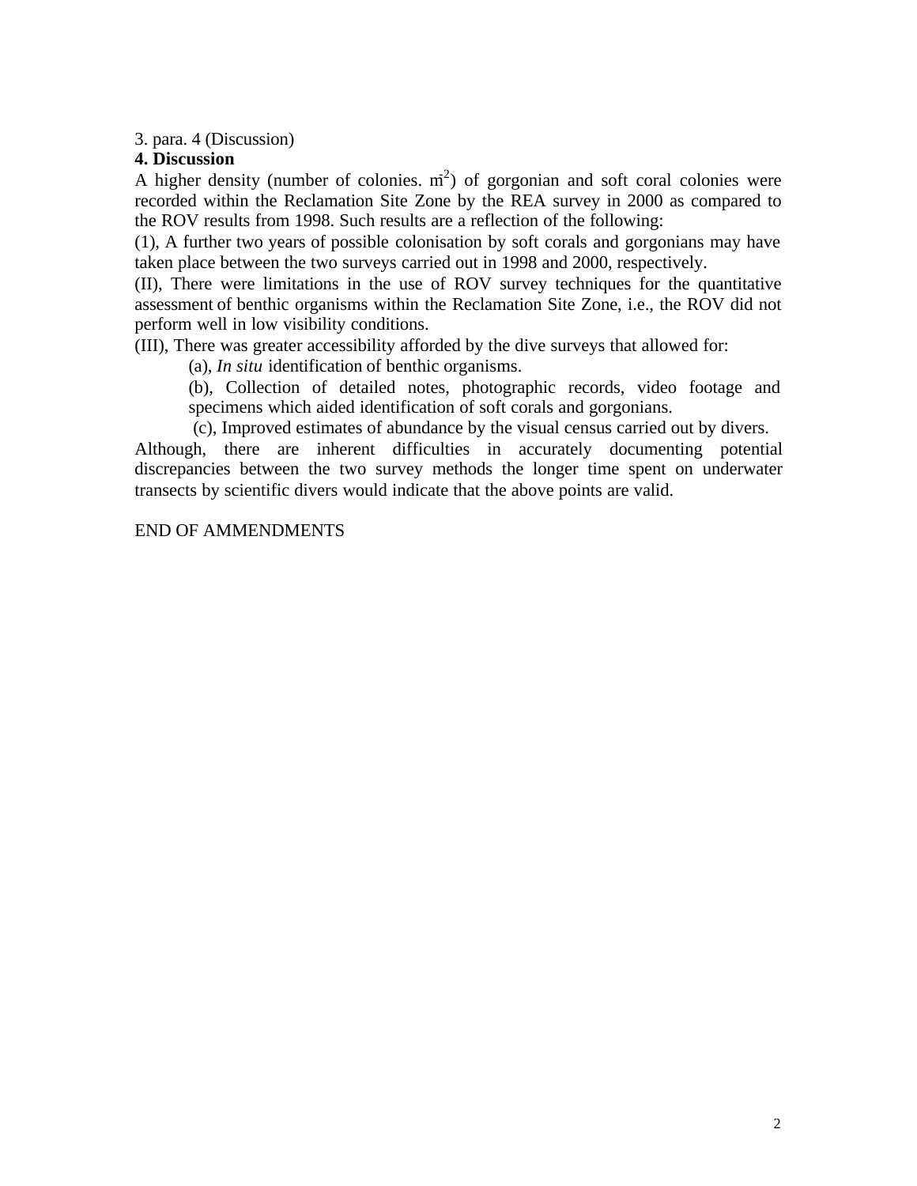3. para. 4 (Discussion)

**4. Discussion**

A higher density (number of colonies. $m^{-2}$) of gorgonian and soft coral colonies were recorded within the Reclamation Site Zone by the REA survey in 2000 as compared to the ROV results from 1998. Such results are a reflection of the following:

(1), A further two years of possible colonisation by soft corals and gorgonians may have taken place between the two surveys carried out in 1998 and 2000, respectively.

(II), There were limitations in the use of ROV survey techniques for the quantitative assessment of benthic organisms within the Reclamation Site Zone, i.e., the ROV did not perform well in low visibility conditions.

(III), There was greater accessibility afforded by the dive surveys that allowed for:

> (a), *In situ* identification of benthic organisms.
>
> (b), Collection of detailed notes, photographic records, video footage and specimens which aided identification of soft corals and gorgonians.
>
> (c), Improved estimates of abundance by the visual census carried out by divers.

Although, there are inherent difficulties in accurately documenting potential discrepancies between the two survey methods the longer time spent on underwater transects by scientific divers would indicate that the above points are valid.

END OF AMMENDMENTS